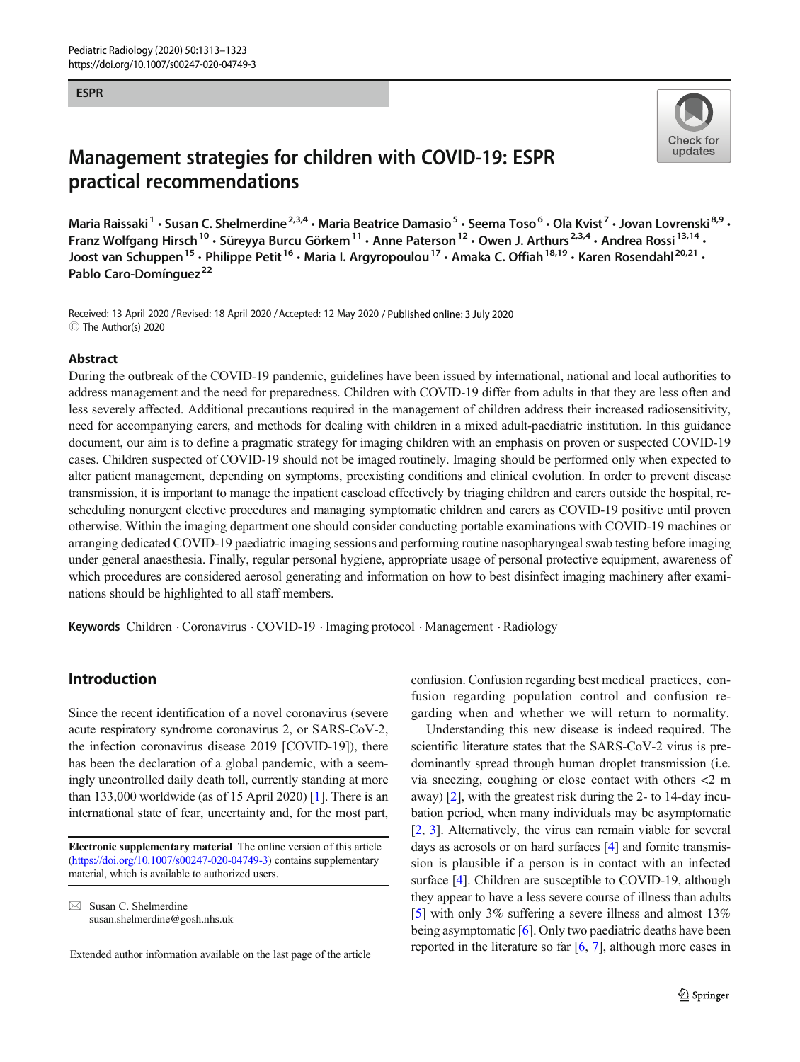ESPR

# Management strategies for children with COVID-19: ESPR practical recommendations

Maria Raissaki [1] · Susan C. Shelmerdine [2,3,4] · Maria Beatrice Damasio [5] · Seema Toso [6] · Ola Kvist [7] · Jovan Lovrenski [8,9] · Franz Wolfgang Hirsch [10] · Süreyya Burcu Görkem [11] · Anne Paterson [12] · Owen J. Arthurs [2,3,4] · Andrea Rossi [13,14] · Joost van Schuppen [15] · Philippe Petit [16] · Maria I. Argyropoulou [17] · Amaka C. Offiah [18,19] · Karen Rosendahl [20,21] · Pablo Caro-Domínguez [22]

Received: 13 April 2020 / Revised: 18 April 2020 / Accepted: 12 May 2020 / Published online: 3 July 2020
© The Author(s) 2020

## Abstract

During the outbreak of the COVID-19 pandemic, guidelines have been issued by international, national and local authorities to address management and the need for preparedness. Children with COVID-19 differ from adults in that they are less often and less severely affected. Additional precautions required in the management of children address their increased radiosensitivity, need for accompanying carers, and methods for dealing with children in a mixed adult-paediatric institution. In this guidance document, our aim is to define a pragmatic strategy for imaging children with an emphasis on proven or suspected COVID-19 cases. Children suspected of COVID-19 should not be imaged routinely. Imaging should be performed only when expected to alter patient management, depending on symptoms, preexisting conditions and clinical evolution. In order to prevent disease transmission, it is important to manage the inpatient caseload effectively by triaging children and carers outside the hospital, re-scheduling nonurgent elective procedures and managing symptomatic children and carers as COVID-19 positive until proven otherwise. Within the imaging department one should consider conducting portable examinations with COVID-19 machines or arranging dedicated COVID-19 paediatric imaging sessions and performing routine nasopharyngeal swab testing before imaging under general anaesthesia. Finally, regular personal hygiene, appropriate usage of personal protective equipment, awareness of which procedures are considered aerosol generating and information on how to best disinfect imaging machinery after examinations should be highlighted to all staff members.

**Keywords** Children · Coronavirus · COVID-19 · Imaging protocol · Management · Radiology

## Introduction

Since the recent identification of a novel coronavirus (severe acute respiratory syndrome coronavirus 2, or SARS-CoV-2, the infection coronavirus disease 2019 [COVID-19]), there has been the declaration of a global pandemic, with a seemingly uncontrolled daily death toll, currently standing at more than 133,000 worldwide (as of 15 April 2020) [1]. There is an international state of fear, uncertainty and, for the most part, confusion. Confusion regarding best medical practices, confusion regarding population control and confusion regarding when and whether we will return to normality.

Understanding this new disease is indeed required. The scientific literature states that the SARS-CoV-2 virus is predominantly spread through human droplet transmission (i.e. via sneezing, coughing or close contact with others <2 m away) [2], with the greatest risk during the 2- to 14-day incubation period, when many individuals may be asymptomatic [2, 3]. Alternatively, the virus can remain viable for several days as aerosols or on hard surfaces [4] and fomite transmission is plausible if a person is in contact with an infected surface [4]. Children are susceptible to COVID-19, although they appear to have a less severe course of illness than adults [5] with only 3% suffering a severe illness and almost 13% being asymptomatic [6]. Only two paediatric deaths have been reported in the literature so far [6, 7], although more cases in

**Electronic supplementary material** The online version of this article (https://doi.org/10.1007/s00247-020-04749-3) contains supplementary material, which is available to authorized users.

✉ Susan C. Shelmerdine
susan.shelmerdine@gosh.nhs.uk

Extended author information available on the last page of the article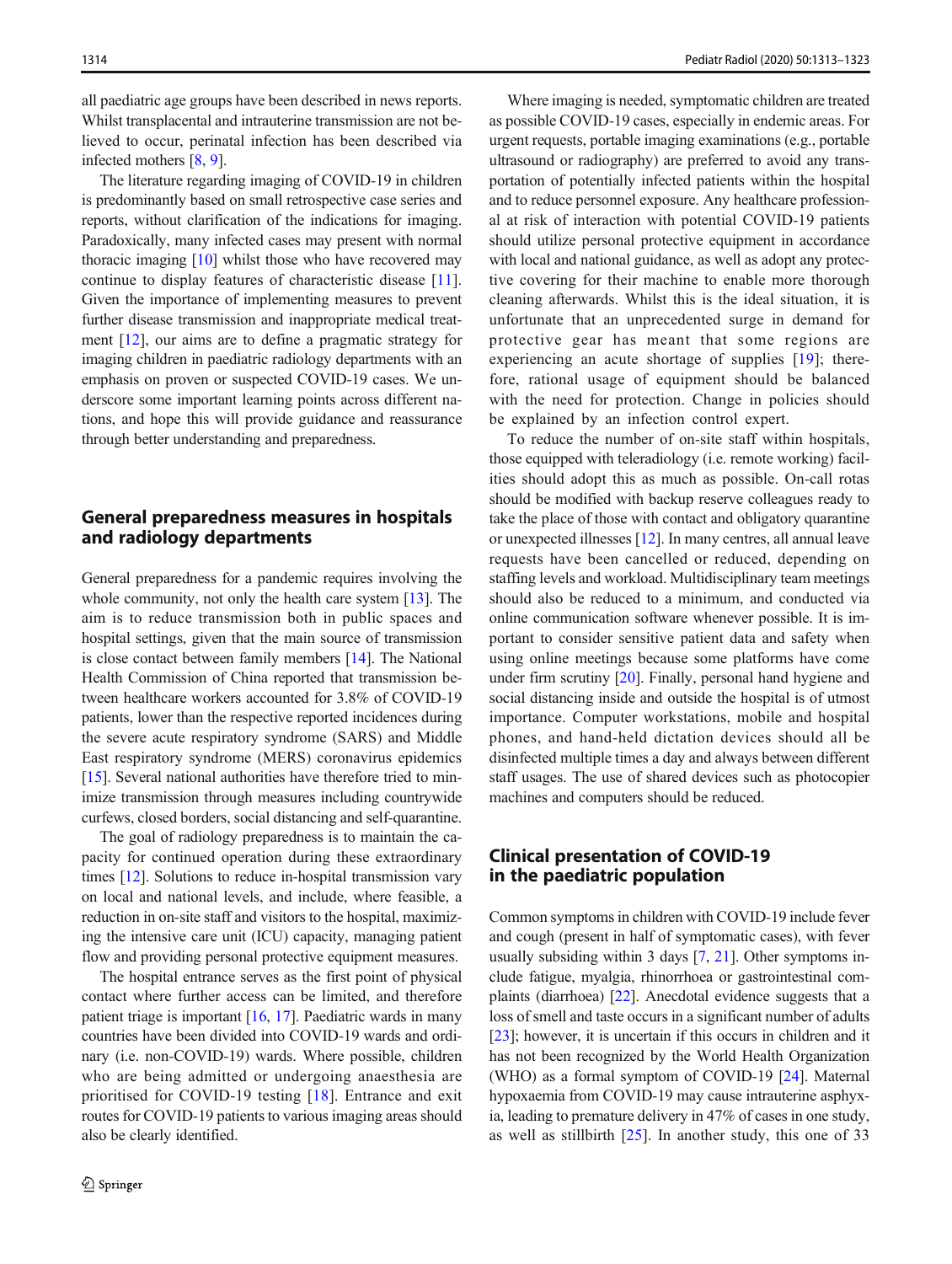all paediatric age groups have been described in news reports. Whilst transplacental and intrauterine transmission are not believed to occur, perinatal infection has been described via infected mothers [8, 9].

The literature regarding imaging of COVID-19 in children is predominantly based on small retrospective case series and reports, without clarification of the indications for imaging. Paradoxically, many infected cases may present with normal thoracic imaging [10] whilst those who have recovered may continue to display features of characteristic disease [11]. Given the importance of implementing measures to prevent further disease transmission and inappropriate medical treatment [12], our aims are to define a pragmatic strategy for imaging children in paediatric radiology departments with an emphasis on proven or suspected COVID-19 cases. We underscore some important learning points across different nations, and hope this will provide guidance and reassurance through better understanding and preparedness.

## General preparedness measures in hospitals and radiology departments

General preparedness for a pandemic requires involving the whole community, not only the health care system [13]. The aim is to reduce transmission both in public spaces and hospital settings, given that the main source of transmission is close contact between family members [14]. The National Health Commission of China reported that transmission between healthcare workers accounted for 3.8% of COVID-19 patients, lower than the respective reported incidences during the severe acute respiratory syndrome (SARS) and Middle East respiratory syndrome (MERS) coronavirus epidemics [15]. Several national authorities have therefore tried to minimize transmission through measures including countrywide curfews, closed borders, social distancing and self-quarantine.

The goal of radiology preparedness is to maintain the capacity for continued operation during these extraordinary times [12]. Solutions to reduce in-hospital transmission vary on local and national levels, and include, where feasible, a reduction in on-site staff and visitors to the hospital, maximizing the intensive care unit (ICU) capacity, managing patient flow and providing personal protective equipment measures.

The hospital entrance serves as the first point of physical contact where further access can be limited, and therefore patient triage is important [16, 17]. Paediatric wards in many countries have been divided into COVID-19 wards and ordinary (i.e. non-COVID-19) wards. Where possible, children who are being admitted or undergoing anaesthesia are prioritised for COVID-19 testing [18]. Entrance and exit routes for COVID-19 patients to various imaging areas should also be clearly identified.

Where imaging is needed, symptomatic children are treated as possible COVID-19 cases, especially in endemic areas. For urgent requests, portable imaging examinations (e.g., portable ultrasound or radiography) are preferred to avoid any transportation of potentially infected patients within the hospital and to reduce personnel exposure. Any healthcare professional at risk of interaction with potential COVID-19 patients should utilize personal protective equipment in accordance with local and national guidance, as well as adopt any protective covering for their machine to enable more thorough cleaning afterwards. Whilst this is the ideal situation, it is unfortunate that an unprecedented surge in demand for protective gear has meant that some regions are experiencing an acute shortage of supplies [19]; therefore, rational usage of equipment should be balanced with the need for protection. Change in policies should be explained by an infection control expert.

To reduce the number of on-site staff within hospitals, those equipped with teleradiology (i.e. remote working) facilities should adopt this as much as possible. On-call rotas should be modified with backup reserve colleagues ready to take the place of those with contact and obligatory quarantine or unexpected illnesses [12]. In many centres, all annual leave requests have been cancelled or reduced, depending on staffing levels and workload. Multidisciplinary team meetings should also be reduced to a minimum, and conducted via online communication software whenever possible. It is important to consider sensitive patient data and safety when using online meetings because some platforms have come under firm scrutiny [20]. Finally, personal hand hygiene and social distancing inside and outside the hospital is of utmost importance. Computer workstations, mobile and hospital phones, and hand-held dictation devices should all be disinfected multiple times a day and always between different staff usages. The use of shared devices such as photocopier machines and computers should be reduced.

## Clinical presentation of COVID-19 in the paediatric population

Common symptoms in children with COVID-19 include fever and cough (present in half of symptomatic cases), with fever usually subsiding within 3 days [7, 21]. Other symptoms include fatigue, myalgia, rhinorrhoea or gastrointestinal complaints (diarrhoea) [22]. Anecdotal evidence suggests that a loss of smell and taste occurs in a significant number of adults [23]; however, it is uncertain if this occurs in children and it has not been recognized by the World Health Organization (WHO) as a formal symptom of COVID-19 [24]. Maternal hypoxaemia from COVID-19 may cause intrauterine asphyxia, leading to premature delivery in 47% of cases in one study, as well as stillbirth [25]. In another study, this one of 33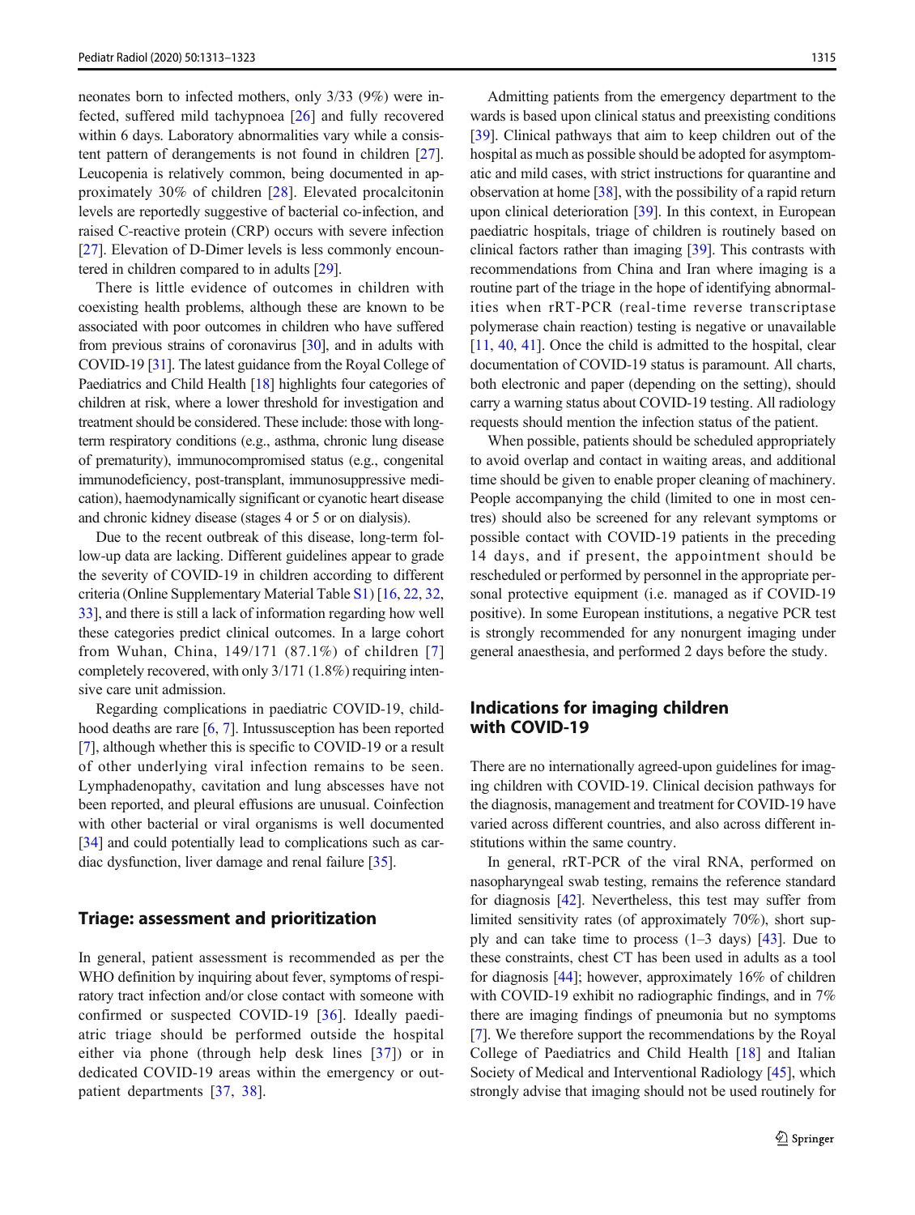neonates born to infected mothers, only 3/33 (9%) were infected, suffered mild tachypnoea [26] and fully recovered within 6 days. Laboratory abnormalities vary while a consistent pattern of derangements is not found in children [27]. Leucopenia is relatively common, being documented in approximately 30% of children [28]. Elevated procalcitonin levels are reportedly suggestive of bacterial co-infection, and raised C-reactive protein (CRP) occurs with severe infection [27]. Elevation of D-Dimer levels is less commonly encountered in children compared to in adults [29].

There is little evidence of outcomes in children with coexisting health problems, although these are known to be associated with poor outcomes in children who have suffered from previous strains of coronavirus [30], and in adults with COVID-19 [31]. The latest guidance from the Royal College of Paediatrics and Child Health [18] highlights four categories of children at risk, where a lower threshold for investigation and treatment should be considered. These include: those with long-term respiratory conditions (e.g., asthma, chronic lung disease of prematurity), immunocompromised status (e.g., congenital immunodeficiency, post-transplant, immunosuppressive medication), haemodynamically significant or cyanotic heart disease and chronic kidney disease (stages 4 or 5 or on dialysis).

Due to the recent outbreak of this disease, long-term follow-up data are lacking. Different guidelines appear to grade the severity of COVID-19 in children according to different criteria (Online Supplementary Material Table S1) [16, 22, 32, 33], and there is still a lack of information regarding how well these categories predict clinical outcomes. In a large cohort from Wuhan, China, 149/171 (87.1%) of children [7] completely recovered, with only 3/171 (1.8%) requiring intensive care unit admission.

Regarding complications in paediatric COVID-19, childhood deaths are rare [6, 7]. Intussusception has been reported [7], although whether this is specific to COVID-19 or a result of other underlying viral infection remains to be seen. Lymphadenopathy, cavitation and lung abscesses have not been reported, and pleural effusions are unusual. Coinfection with other bacterial or viral organisms is well documented [34] and could potentially lead to complications such as cardiac dysfunction, liver damage and renal failure [35].

## Triage: assessment and prioritization

In general, patient assessment is recommended as per the WHO definition by inquiring about fever, symptoms of respiratory tract infection and/or close contact with someone with confirmed or suspected COVID-19 [36]. Ideally paediatric triage should be performed outside the hospital either via phone (through help desk lines [37]) or in dedicated COVID-19 areas within the emergency or outpatient departments [37, 38].

Admitting patients from the emergency department to the wards is based upon clinical status and preexisting conditions [39]. Clinical pathways that aim to keep children out of the hospital as much as possible should be adopted for asymptomatic and mild cases, with strict instructions for quarantine and observation at home [38], with the possibility of a rapid return upon clinical deterioration [39]. In this context, in European paediatric hospitals, triage of children is routinely based on clinical factors rather than imaging [39]. This contrasts with recommendations from China and Iran where imaging is a routine part of the triage in the hope of identifying abnormalities when rRT-PCR (real-time reverse transcriptase polymerase chain reaction) testing is negative or unavailable [11, 40, 41]. Once the child is admitted to the hospital, clear documentation of COVID-19 status is paramount. All charts, both electronic and paper (depending on the setting), should carry a warning status about COVID-19 testing. All radiology requests should mention the infection status of the patient.

When possible, patients should be scheduled appropriately to avoid overlap and contact in waiting areas, and additional time should be given to enable proper cleaning of machinery. People accompanying the child (limited to one in most centres) should also be screened for any relevant symptoms or possible contact with COVID-19 patients in the preceding 14 days, and if present, the appointment should be rescheduled or performed by personnel in the appropriate personal protective equipment (i.e. managed as if COVID-19 positive). In some European institutions, a negative PCR test is strongly recommended for any nonurgent imaging under general anaesthesia, and performed 2 days before the study.

## Indications for imaging children with COVID-19

There are no internationally agreed-upon guidelines for imaging children with COVID-19. Clinical decision pathways for the diagnosis, management and treatment for COVID-19 have varied across different countries, and also across different institutions within the same country.

In general, rRT-PCR of the viral RNA, performed on nasopharyngeal swab testing, remains the reference standard for diagnosis [42]. Nevertheless, this test may suffer from limited sensitivity rates (of approximately 70%), short supply and can take time to process (1–3 days) [43]. Due to these constraints, chest CT has been used in adults as a tool for diagnosis [44]; however, approximately 16% of children with COVID-19 exhibit no radiographic findings, and in 7% there are imaging findings of pneumonia but no symptoms [7]. We therefore support the recommendations by the Royal College of Paediatrics and Child Health [18] and Italian Society of Medical and Interventional Radiology [45], which strongly advise that imaging should not be used routinely for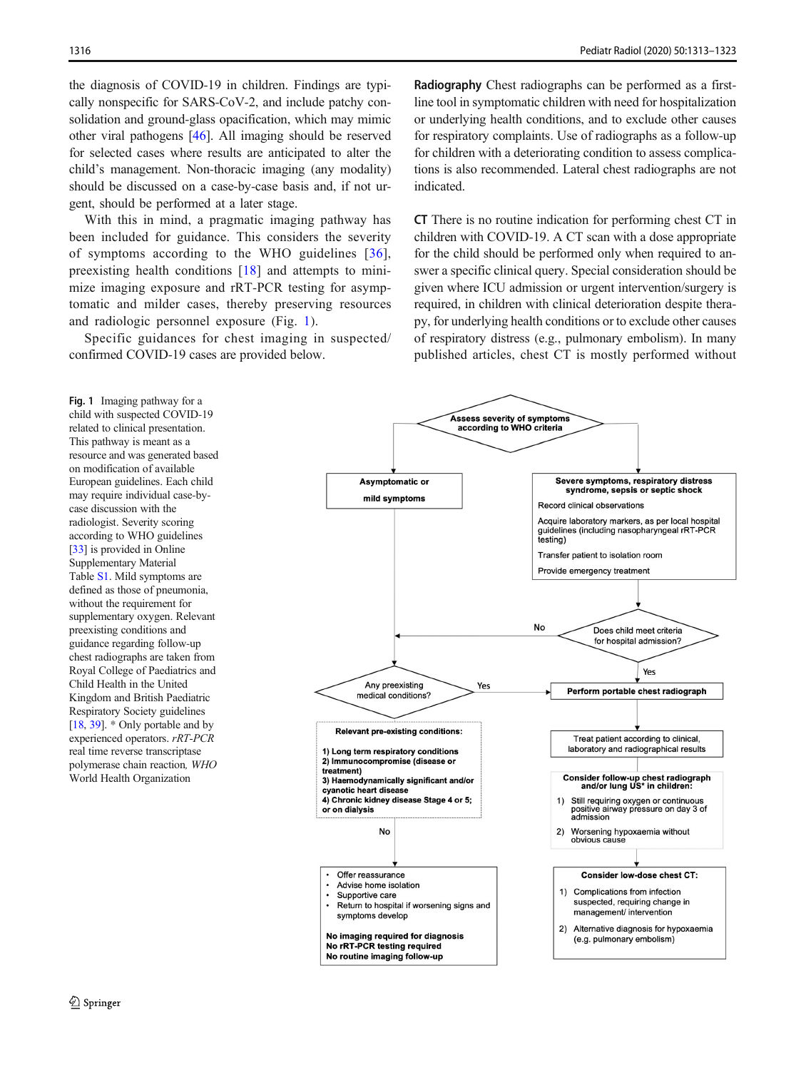the diagnosis of COVID-19 in children. Findings are typically nonspecific for SARS-CoV-2, and include patchy consolidation and ground-glass opacification, which may mimic other viral pathogens [46]. All imaging should be reserved for selected cases where results are anticipated to alter the child's management. Non-thoracic imaging (any modality) should be discussed on a case-by-case basis and, if not urgent, should be performed at a later stage.

With this in mind, a pragmatic imaging pathway has been included for guidance. This considers the severity of symptoms according to the WHO guidelines [36], preexisting health conditions [18] and attempts to minimize imaging exposure and rRT-PCR testing for asymptomatic and milder cases, thereby preserving resources and radiologic personnel exposure (Fig. 1).

Specific guidances for chest imaging in suspected/confirmed COVID-19 cases are provided below.

**Radiography** Chest radiographs can be performed as a first-line tool in symptomatic children with need for hospitalization or underlying health conditions, and to exclude other causes for respiratory complaints. Use of radiographs as a follow-up for children with a deteriorating condition to assess complications is also recommended. Lateral chest radiographs are not indicated.

**CT** There is no routine indication for performing chest CT in children with COVID-19. A CT scan with a dose appropriate for the child should be performed only when required to answer a specific clinical query. Special consideration should be given where ICU admission or urgent intervention/surgery is required, in children with clinical deterioration despite therapy, for underlying health conditions or to exclude other causes of respiratory distress (e.g., pulmonary embolism). In many published articles, chest CT is mostly performed without

**Assess severity of symptoms according to WHO criteria**

- **Asymptomatic or mild symptoms**
- **Severe symptoms, respiratory distress syndrome, sepsis or septic shock**
  - Record clinical observations
  - Acquire laboratory markers, as per local hospital guidelines (including nasopharyngeal rRT-PCR testing)
  - Transfer patient to isolation room
  - Provide emergency treatment

**Does child meet criteria for hospital admission?** — No → Any preexisting medical conditions?; Yes → Perform portable chest radiograph

**Any preexisting medical conditions?** — Yes → Perform portable chest radiograph; No → see below

**Relevant pre-existing conditions:**

1) Long term respiratory conditions
2) Immunocompromise (disease or treatment)
3) Haemodynamically significant and/or cyanotic heart disease
4) Chronic kidney disease Stage 4 or 5; or on dialysis

No →

- Offer reassurance
- Advise home isolation
- Supportive care
- Return to hospital if worsening signs and symptoms develop

**No imaging required for diagnosis**
**No rRT-PCR testing required**
**No routine imaging follow-up**

**Perform portable chest radiograph**

Treat patient according to clinical, laboratory and radiographical results

**Consider follow-up chest radiograph and/or lung US\* in children:**

1) Still requiring oxygen or continuous positive airway pressure on day 3 of admission
2) Worsening hypoxaemia without obvious cause

**Consider low-dose chest CT:**

1) Complications from infection suspected, requiring change in management/ intervention
2) Alternative diagnosis for hypoxaemia (e.g. pulmonary embolism)

**Fig. 1** Imaging pathway for a child with suspected COVID-19 related to clinical presentation. This pathway is meant as a resource and was generated based on modification of available European guidelines. Each child may require individual case-by-case discussion with the radiologist. Severity scoring according to WHO guidelines [33] is provided in Online Supplementary Material Table S1. Mild symptoms are defined as those of pneumonia, without the requirement for supplementary oxygen. Relevant preexisting conditions and guidance regarding follow-up chest radiographs are taken from Royal College of Paediatrics and Child Health in the United Kingdom and British Paediatric Respiratory Society guidelines [18, 39]. \* Only portable and by experienced operators. *rRT-PCR* real time reverse transcriptase polymerase chain reaction, *WHO* World Health Organization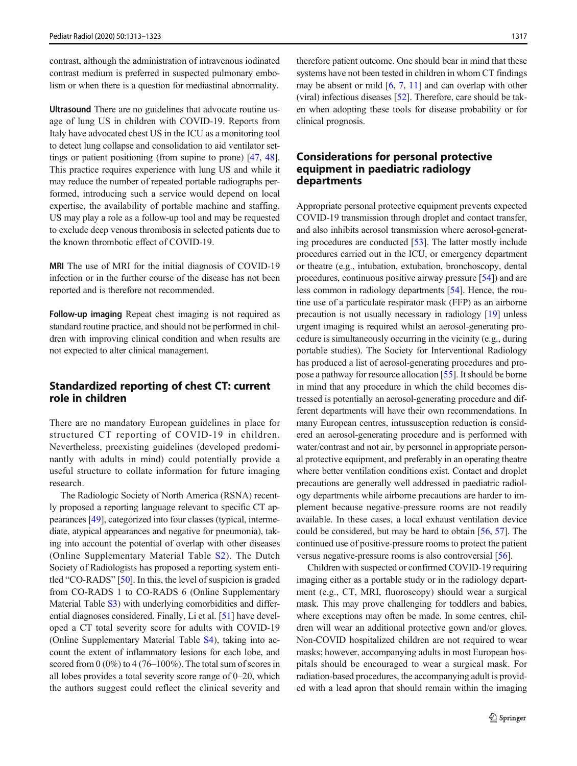contrast, although the administration of intravenous iodinated contrast medium is preferred in suspected pulmonary embolism or when there is a question for mediastinal abnormality.

**Ultrasound** There are no guidelines that advocate routine usage of lung US in children with COVID-19. Reports from Italy have advocated chest US in the ICU as a monitoring tool to detect lung collapse and consolidation to aid ventilator settings or patient positioning (from supine to prone) [47, 48]. This practice requires experience with lung US and while it may reduce the number of repeated portable radiographs performed, introducing such a service would depend on local expertise, the availability of portable machine and staffing. US may play a role as a follow-up tool and may be requested to exclude deep venous thrombosis in selected patients due to the known thrombotic effect of COVID-19.

**MRI** The use of MRI for the initial diagnosis of COVID-19 infection or in the further course of the disease has not been reported and is therefore not recommended.

**Follow-up imaging** Repeat chest imaging is not required as standard routine practice, and should not be performed in children with improving clinical condition and when results are not expected to alter clinical management.

## Standardized reporting of chest CT: current role in children

There are no mandatory European guidelines in place for structured CT reporting of COVID-19 in children. Nevertheless, preexisting guidelines (developed predominantly with adults in mind) could potentially provide a useful structure to collate information for future imaging research.

The Radiologic Society of North America (RSNA) recently proposed a reporting language relevant to specific CT appearances [49], categorized into four classes (typical, intermediate, atypical appearances and negative for pneumonia), taking into account the potential of overlap with other diseases (Online Supplementary Material Table S2). The Dutch Society of Radiologists has proposed a reporting system entitled "CO-RADS" [50]. In this, the level of suspicion is graded from CO-RADS 1 to CO-RADS 6 (Online Supplementary Material Table S3) with underlying comorbidities and differential diagnoses considered. Finally, Li et al. [51] have developed a CT total severity score for adults with COVID-19 (Online Supplementary Material Table S4), taking into account the extent of inflammatory lesions for each lobe, and scored from 0 (0%) to 4 (76–100%). The total sum of scores in all lobes provides a total severity score range of 0–20, which the authors suggest could reflect the clinical severity and therefore patient outcome. One should bear in mind that these systems have not been tested in children in whom CT findings may be absent or mild [6, 7, 11] and can overlap with other (viral) infectious diseases [52]. Therefore, care should be taken when adopting these tools for disease probability or for clinical prognosis.

## Considerations for personal protective equipment in paediatric radiology departments

Appropriate personal protective equipment prevents expected COVID-19 transmission through droplet and contact transfer, and also inhibits aerosol transmission where aerosol-generating procedures are conducted [53]. The latter mostly include procedures carried out in the ICU, or emergency department or theatre (e.g., intubation, extubation, bronchoscopy, dental procedures, continuous positive airway pressure [54]) and are less common in radiology departments [54]. Hence, the routine use of a particulate respirator mask (FFP) as an airborne precaution is not usually necessary in radiology [19] unless urgent imaging is required whilst an aerosol-generating procedure is simultaneously occurring in the vicinity (e.g., during portable studies). The Society for Interventional Radiology has produced a list of aerosol-generating procedures and propose a pathway for resource allocation [55]. It should be borne in mind that any procedure in which the child becomes distressed is potentially an aerosol-generating procedure and different departments will have their own recommendations. In many European centres, intussusception reduction is considered an aerosol-generating procedure and is performed with water/contrast and not air, by personnel in appropriate personal protective equipment, and preferably in an operating theatre where better ventilation conditions exist. Contact and droplet precautions are generally well addressed in paediatric radiology departments while airborne precautions are harder to implement because negative-pressure rooms are not readily available. In these cases, a local exhaust ventilation device could be considered, but may be hard to obtain [56, 57]. The continued use of positive-pressure rooms to protect the patient versus negative-pressure rooms is also controversial [56].

Children with suspected or confirmed COVID-19 requiring imaging either as a portable study or in the radiology department (e.g., CT, MRI, fluoroscopy) should wear a surgical mask. This may prove challenging for toddlers and babies, where exceptions may often be made. In some centres, children will wear an additional protective gown and/or gloves. Non-COVID hospitalized children are not required to wear masks; however, accompanying adults in most European hospitals should be encouraged to wear a surgical mask. For radiation-based procedures, the accompanying adult is provided with a lead apron that should remain within the imaging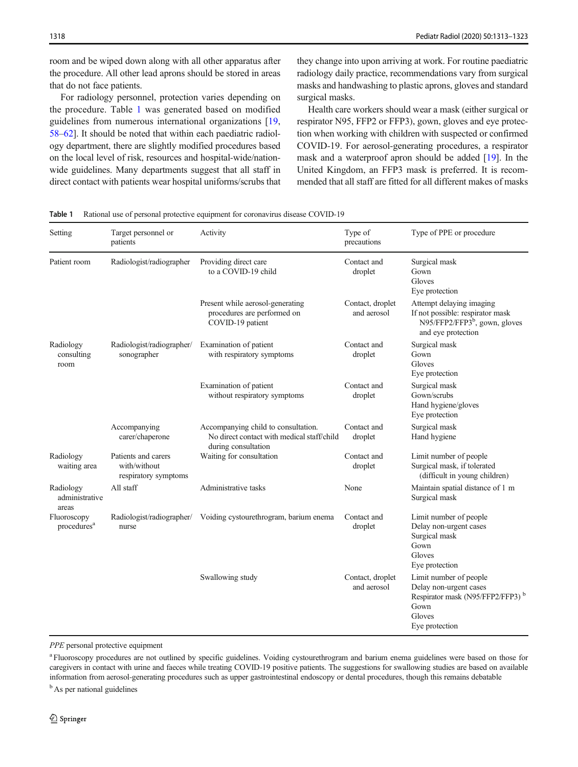room and be wiped down along with all other apparatus after the procedure. All other lead aprons should be stored in areas that do not face patients.

For radiology personnel, protection varies depending on the procedure. Table 1 was generated based on modified guidelines from numerous international organizations [19, 58–62]. It should be noted that within each paediatric radiology department, there are slightly modified procedures based on the local level of risk, resources and hospital-wide/nationwide guidelines. Many departments suggest that all staff in direct contact with patients wear hospital uniforms/scrubs that they change into upon arriving at work. For routine paediatric radiology daily practice, recommendations vary from surgical masks and handwashing to plastic aprons, gloves and standard surgical masks.

Health care workers should wear a mask (either surgical or respirator N95, FFP2 or FFP3), gown, gloves and eye protection when working with children with suspected or confirmed COVID-19. For aerosol-generating procedures, a respirator mask and a waterproof apron should be added [19]. In the United Kingdom, an FFP3 mask is preferred. It is recommended that all staff are fitted for all different makes of masks

**Table 1** Rational use of personal protective equipment for coronavirus disease COVID-19

| Setting | Target personnel or patients | Activity | Type of precautions | Type of PPE or procedure |
|---|---|---|---|---|
| Patient room | Radiologist/radiographer | Providing direct care to a COVID-19 child | Contact and droplet | Surgical mask<br>Gown<br>Gloves<br>Eye protection |
| | | Present while aerosol-generating procedures are performed on COVID-19 patient | Contact, droplet and aerosol | Attempt delaying imaging<br>If not possible: respirator mask N95/FFP2/FFP3[b], gown, gloves and eye protection |
| Radiology consulting room | Radiologist/radiographer/sonographer | Examination of patient with respiratory symptoms | Contact and droplet | Surgical mask<br>Gown<br>Gloves<br>Eye protection |
| | | Examination of patient without respiratory symptoms | Contact and droplet | Surgical mask<br>Gown/scrubs<br>Hand hygiene/gloves<br>Eye protection |
| | Accompanying carer/chaperone | Accompanying child to consultation. No direct contact with medical staff/child during consultation | Contact and droplet | Surgical mask<br>Hand hygiene |
| Radiology waiting area | Patients and carers with/without respiratory symptoms | Waiting for consultation | Contact and droplet | Limit number of people<br>Surgical mask, if tolerated (difficult in young children) |
| Radiology administrative areas | All staff | Administrative tasks | None | Maintain spatial distance of 1 m<br>Surgical mask |
| Fluoroscopy procedures[a] | Radiologist/radiographer/nurse | Voiding cystourethrogram, barium enema | Contact and droplet | Limit number of people<br>Delay non-urgent cases<br>Surgical mask<br>Gown<br>Gloves<br>Eye protection |
| | | Swallowing study | Contact, droplet and aerosol | Limit number of people<br>Delay non-urgent cases<br>Respirator mask (N95/FFP2/FFP3) [b]<br>Gown<br>Gloves<br>Eye protection |

*PPE* personal protective equipment

[a] Fluoroscopy procedures are not outlined by specific guidelines. Voiding cystourethrogram and barium enema guidelines were based on those for caregivers in contact with urine and faeces while treating COVID-19 positive patients. The suggestions for swallowing studies are based on available information from aerosol-generating procedures such as upper gastrointestinal endoscopy or dental procedures, though this remains debatable

[b] As per national guidelines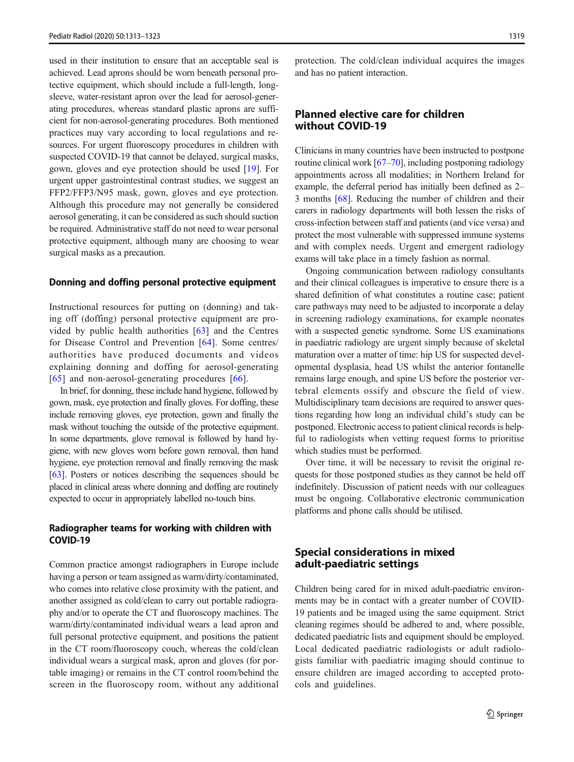used in their institution to ensure that an acceptable seal is achieved. Lead aprons should be worn beneath personal protective equipment, which should include a full-length, long-sleeve, water-resistant apron over the lead for aerosol-generating procedures, whereas standard plastic aprons are sufficient for non-aerosol-generating procedures. Both mentioned practices may vary according to local regulations and resources. For urgent fluoroscopy procedures in children with suspected COVID-19 that cannot be delayed, surgical masks, gown, gloves and eye protection should be used [19]. For urgent upper gastrointestinal contrast studies, we suggest an FFP2/FFP3/N95 mask, gown, gloves and eye protection. Although this procedure may not generally be considered aerosol generating, it can be considered as such should suction be required. Administrative staff do not need to wear personal protective equipment, although many are choosing to wear surgical masks as a precaution.

### Donning and doffing personal protective equipment

Instructional resources for putting on (donning) and taking off (doffing) personal protective equipment are provided by public health authorities [63] and the Centres for Disease Control and Prevention [64]. Some centres/authorities have produced documents and videos explaining donning and doffing for aerosol-generating [65] and non-aerosol-generating procedures [66].

In brief, for donning, these include hand hygiene, followed by gown, mask, eye protection and finally gloves. For doffing, these include removing gloves, eye protection, gown and finally the mask without touching the outside of the protective equipment. In some departments, glove removal is followed by hand hygiene, with new gloves worn before gown removal, then hand hygiene, eye protection removal and finally removing the mask [63]. Posters or notices describing the sequences should be placed in clinical areas where donning and doffing are routinely expected to occur in appropriately labelled no-touch bins.

### Radiographer teams for working with children with COVID-19

Common practice amongst radiographers in Europe include having a person or team assigned as warm/dirty/contaminated, who comes into relative close proximity with the patient, and another assigned as cold/clean to carry out portable radiography and/or to operate the CT and fluoroscopy machines. The warm/dirty/contaminated individual wears a lead apron and full personal protective equipment, and positions the patient in the CT room/fluoroscopy couch, whereas the cold/clean individual wears a surgical mask, apron and gloves (for portable imaging) or remains in the CT control room/behind the screen in the fluoroscopy room, without any additional protection. The cold/clean individual acquires the images and has no patient interaction.

## Planned elective care for children without COVID-19

Clinicians in many countries have been instructed to postpone routine clinical work [67–70], including postponing radiology appointments across all modalities; in Northern Ireland for example, the deferral period has initially been defined as 2–3 months [68]. Reducing the number of children and their carers in radiology departments will both lessen the risks of cross-infection between staff and patients (and vice versa) and protect the most vulnerable with suppressed immune systems and with complex needs. Urgent and emergent radiology exams will take place in a timely fashion as normal.

Ongoing communication between radiology consultants and their clinical colleagues is imperative to ensure there is a shared definition of what constitutes a routine case; patient care pathways may need to be adjusted to incorporate a delay in screening radiology examinations, for example neonates with a suspected genetic syndrome. Some US examinations in paediatric radiology are urgent simply because of skeletal maturation over a matter of time: hip US for suspected developmental dysplasia, head US whilst the anterior fontanelle remains large enough, and spine US before the posterior vertebral elements ossify and obscure the field of view. Multidisciplinary team decisions are required to answer questions regarding how long an individual child's study can be postponed. Electronic access to patient clinical records is helpful to radiologists when vetting request forms to prioritise which studies must be performed.

Over time, it will be necessary to revisit the original requests for those postponed studies as they cannot be held off indefinitely. Discussion of patient needs with our colleagues must be ongoing. Collaborative electronic communication platforms and phone calls should be utilised.

## Special considerations in mixed adult-paediatric settings

Children being cared for in mixed adult-paediatric environments may be in contact with a greater number of COVID-19 patients and be imaged using the same equipment. Strict cleaning regimes should be adhered to and, where possible, dedicated paediatric lists and equipment should be employed. Local dedicated paediatric radiologists or adult radiologists familiar with paediatric imaging should continue to ensure children are imaged according to accepted protocols and guidelines.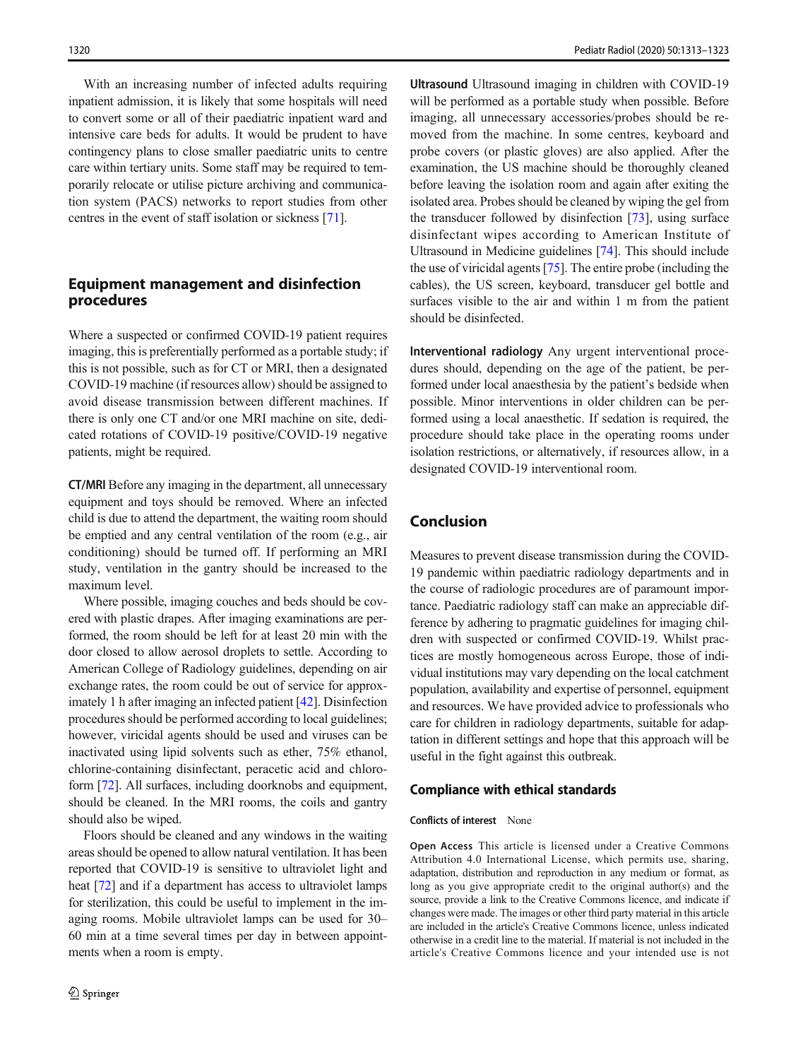With an increasing number of infected adults requiring inpatient admission, it is likely that some hospitals will need to convert some or all of their paediatric inpatient ward and intensive care beds for adults. It would be prudent to have contingency plans to close smaller paediatric units to centre care within tertiary units. Some staff may be required to temporarily relocate or utilise picture archiving and communication system (PACS) networks to report studies from other centres in the event of staff isolation or sickness [71].

## Equipment management and disinfection procedures

Where a suspected or confirmed COVID-19 patient requires imaging, this is preferentially performed as a portable study; if this is not possible, such as for CT or MRI, then a designated COVID-19 machine (if resources allow) should be assigned to avoid disease transmission between different machines. If there is only one CT and/or one MRI machine on site, dedicated rotations of COVID-19 positive/COVID-19 negative patients, might be required.

**CT/MRI** Before any imaging in the department, all unnecessary equipment and toys should be removed. Where an infected child is due to attend the department, the waiting room should be emptied and any central ventilation of the room (e.g., air conditioning) should be turned off. If performing an MRI study, ventilation in the gantry should be increased to the maximum level.

Where possible, imaging couches and beds should be covered with plastic drapes. After imaging examinations are performed, the room should be left for at least 20 min with the door closed to allow aerosol droplets to settle. According to American College of Radiology guidelines, depending on air exchange rates, the room could be out of service for approximately 1 h after imaging an infected patient [42]. Disinfection procedures should be performed according to local guidelines; however, viricidal agents should be used and viruses can be inactivated using lipid solvents such as ether, 75% ethanol, chlorine-containing disinfectant, peracetic acid and chloroform [72]. All surfaces, including doorknobs and equipment, should be cleaned. In the MRI rooms, the coils and gantry should also be wiped.

Floors should be cleaned and any windows in the waiting areas should be opened to allow natural ventilation. It has been reported that COVID-19 is sensitive to ultraviolet light and heat [72] and if a department has access to ultraviolet lamps for sterilization, this could be useful to implement in the imaging rooms. Mobile ultraviolet lamps can be used for 30–60 min at a time several times per day in between appointments when a room is empty.

**Ultrasound** Ultrasound imaging in children with COVID-19 will be performed as a portable study when possible. Before imaging, all unnecessary accessories/probes should be removed from the machine. In some centres, keyboard and probe covers (or plastic gloves) are also applied. After the examination, the US machine should be thoroughly cleaned before leaving the isolation room and again after exiting the isolated area. Probes should be cleaned by wiping the gel from the transducer followed by disinfection [73], using surface disinfectant wipes according to American Institute of Ultrasound in Medicine guidelines [74]. This should include the use of viricidal agents [75]. The entire probe (including the cables), the US screen, keyboard, transducer gel bottle and surfaces visible to the air and within 1 m from the patient should be disinfected.

**Interventional radiology** Any urgent interventional procedures should, depending on the age of the patient, be performed under local anaesthesia by the patient's bedside when possible. Minor interventions in older children can be performed using a local anaesthetic. If sedation is required, the procedure should take place in the operating rooms under isolation restrictions, or alternatively, if resources allow, in a designated COVID-19 interventional room.

## Conclusion

Measures to prevent disease transmission during the COVID-19 pandemic within paediatric radiology departments and in the course of radiologic procedures are of paramount importance. Paediatric radiology staff can make an appreciable difference by adhering to pragmatic guidelines for imaging children with suspected or confirmed COVID-19. Whilst practices are mostly homogeneous across Europe, those of individual institutions may vary depending on the local catchment population, availability and expertise of personnel, equipment and resources. We have provided advice to professionals who care for children in radiology departments, suitable for adaptation in different settings and hope that this approach will be useful in the fight against this outbreak.

### Compliance with ethical standards

**Conflicts of interest** None

**Open Access** This article is licensed under a Creative Commons Attribution 4.0 International License, which permits use, sharing, adaptation, distribution and reproduction in any medium or format, as long as you give appropriate credit to the original author(s) and the source, provide a link to the Creative Commons licence, and indicate if changes were made. The images or other third party material in this article are included in the article's Creative Commons licence, unless indicated otherwise in a credit line to the material. If material is not included in the article's Creative Commons licence and your intended use is not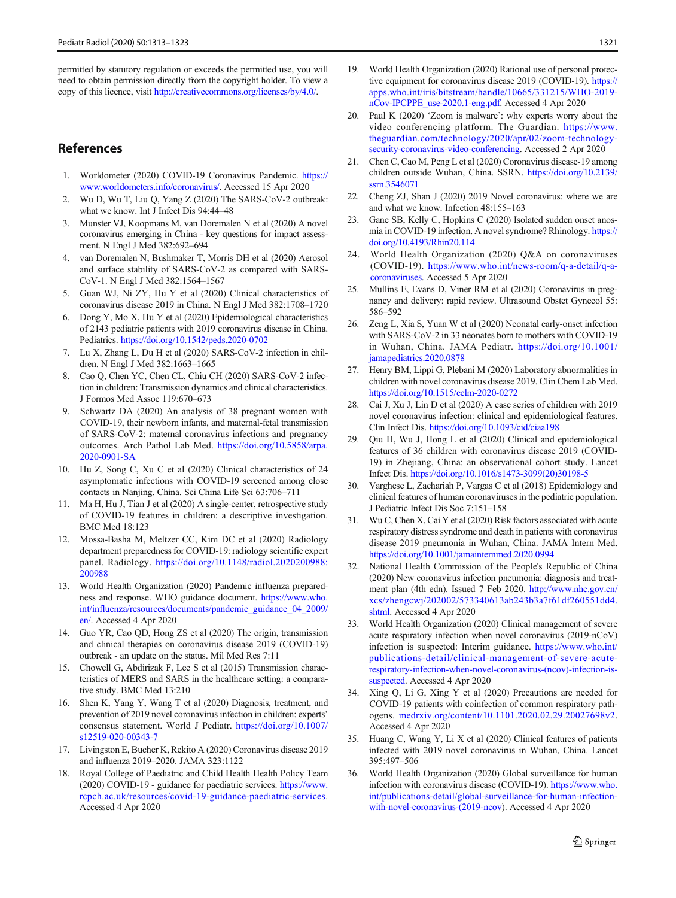permitted by statutory regulation or exceeds the permitted use, you will need to obtain permission directly from the copyright holder. To view a copy of this licence, visit http://creativecommons.org/licenses/by/4.0/.

## References

1. Worldometer (2020) COVID-19 Coronavirus Pandemic. https://www.worldometers.info/coronavirus/. Accessed 15 Apr 2020
2. Wu D, Wu T, Liu Q, Yang Z (2020) The SARS-CoV-2 outbreak: what we know. Int J Infect Dis 94:44–48
3. Munster VJ, Koopmans M, van Doremalen N et al (2020) A novel coronavirus emerging in China - key questions for impact assessment. N Engl J Med 382:692–694
4. van Doremalen N, Bushmaker T, Morris DH et al (2020) Aerosol and surface stability of SARS-CoV-2 as compared with SARS-CoV-1. N Engl J Med 382:1564–1567
5. Guan WJ, Ni ZY, Hu Y et al (2020) Clinical characteristics of coronavirus disease 2019 in China. N Engl J Med 382:1708–1720
6. Dong Y, Mo X, Hu Y et al (2020) Epidemiological characteristics of 2143 pediatric patients with 2019 coronavirus disease in China. Pediatrics. https://doi.org/10.1542/peds.2020-0702
7. Lu X, Zhang L, Du H et al (2020) SARS-CoV-2 infection in children. N Engl J Med 382:1663–1665
8. Cao Q, Chen YC, Chen CL, Chiu CH (2020) SARS-CoV-2 infection in children: Transmission dynamics and clinical characteristics. J Formos Med Assoc 119:670–673
9. Schwartz DA (2020) An analysis of 38 pregnant women with COVID-19, their newborn infants, and maternal-fetal transmission of SARS-CoV-2: maternal coronavirus infections and pregnancy outcomes. Arch Pathol Lab Med. https://doi.org/10.5858/arpa.2020-0901-SA
10. Hu Z, Song C, Xu C et al (2020) Clinical characteristics of 24 asymptomatic infections with COVID-19 screened among close contacts in Nanjing, China. Sci China Life Sci 63:706–711
11. Ma H, Hu J, Tian J et al (2020) A single-center, retrospective study of COVID-19 features in children: a descriptive investigation. BMC Med 18:123
12. Mossa-Basha M, Meltzer CC, Kim DC et al (2020) Radiology department preparedness for COVID-19: radiology scientific expert panel. Radiology. https://doi.org/10.1148/radiol.2020200988:200988
13. World Health Organization (2020) Pandemic influenza preparedness and response. WHO guidance document. https://www.who.int/influenza/resources/documents/pandemic_guidance_04_2009/en/. Accessed 4 Apr 2020
14. Guo YR, Cao QD, Hong ZS et al (2020) The origin, transmission and clinical therapies on coronavirus disease 2019 (COVID-19) outbreak - an update on the status. Mil Med Res 7:11
15. Chowell G, Abdirizak F, Lee S et al (2015) Transmission characteristics of MERS and SARS in the healthcare setting: a comparative study. BMC Med 13:210
16. Shen K, Yang Y, Wang T et al (2020) Diagnosis, treatment, and prevention of 2019 novel coronavirus infection in children: experts' consensus statement. World J Pediatr. https://doi.org/10.1007/s12519-020-00343-7
17. Livingston E, Bucher K, Rekito A (2020) Coronavirus disease 2019 and influenza 2019–2020. JAMA 323:1122
18. Royal College of Paediatric and Child Health Health Policy Team (2020) COVID-19 - guidance for paediatric services. https://www.rcpch.ac.uk/resources/covid-19-guidance-paediatric-services. Accessed 4 Apr 2020
19. World Health Organization (2020) Rational use of personal protective equipment for coronavirus disease 2019 (COVID-19). https://apps.who.int/iris/bitstream/handle/10665/331215/WHO-2019-nCov-IPCPPE_use-2020.1-eng.pdf. Accessed 4 Apr 2020
20. Paul K (2020) 'Zoom is malware': why experts worry about the video conferencing platform. The Guardian. https://www.theguardian.com/technology/2020/apr/02/zoom-technology-security-coronavirus-video-conferencing. Accessed 2 Apr 2020
21. Chen C, Cao M, Peng L et al (2020) Coronavirus disease-19 among children outside Wuhan, China. SSRN. https://doi.org/10.2139/ssrn.3546071
22. Cheng ZJ, Shan J (2020) 2019 Novel coronavirus: where we are and what we know. Infection 48:155–163
23. Gane SB, Kelly C, Hopkins C (2020) Isolated sudden onset anosmia in COVID-19 infection. A novel syndrome? Rhinology. https://doi.org/10.4193/Rhin20.114
24. World Health Organization (2020) Q&A on coronaviruses (COVID-19). https://www.who.int/news-room/q-a-detail/q-a-coronaviruses. Accessed 5 Apr 2020
25. Mullins E, Evans D, Viner RM et al (2020) Coronavirus in pregnancy and delivery: rapid review. Ultrasound Obstet Gynecol 55:586–592
26. Zeng L, Xia S, Yuan W et al (2020) Neonatal early-onset infection with SARS-CoV-2 in 33 neonates born to mothers with COVID-19 in Wuhan, China. JAMA Pediatr. https://doi.org/10.1001/jamapediatrics.2020.0878
27. Henry BM, Lippi G, Plebani M (2020) Laboratory abnormalities in children with novel coronavirus disease 2019. Clin Chem Lab Med. https://doi.org/10.1515/cclm-2020-0272
28. Cai J, Xu J, Lin D et al (2020) A case series of children with 2019 novel coronavirus infection: clinical and epidemiological features. Clin Infect Dis. https://doi.org/10.1093/cid/ciaa198
29. Qiu H, Wu J, Hong L et al (2020) Clinical and epidemiological features of 36 children with coronavirus disease 2019 (COVID-19) in Zhejiang, China: an observational cohort study. Lancet Infect Dis. https://doi.org/10.1016/s1473-3099(20)30198-5
30. Varghese L, Zachariah P, Vargas C et al (2018) Epidemiology and clinical features of human coronaviruses in the pediatric population. J Pediatric Infect Dis Soc 7:151–158
31. Wu C, Chen X, Cai Y et al (2020) Risk factors associated with acute respiratory distress syndrome and death in patients with coronavirus disease 2019 pneumonia in Wuhan, China. JAMA Intern Med. https://doi.org/10.1001/jamainternmed.2020.0994
32. National Health Commission of the People's Republic of China (2020) New coronavirus infection pneumonia: diagnosis and treatment plan (4th edn). Issued 7 Feb 2020. http://www.nhc.gov.cn/xcs/zhengcwj/202002/573340613ab243b3a7f61df260551dd4.shtml. Accessed 4 Apr 2020
33. World Health Organization (2020) Clinical management of severe acute respiratory infection when novel coronavirus (2019-nCoV) infection is suspected: Interim guidance. https://www.who.int/publications-detail/clinical-management-of-severe-acute-respiratory-infection-when-novel-coronavirus-(ncov)-infection-is-suspected. Accessed 4 Apr 2020
34. Xing Q, Li G, Xing Y et al (2020) Precautions are needed for COVID-19 patients with coinfection of common respiratory pathogens. medrxiv.org/content/10.1101.2020.02.29.20027698v2. Accessed 4 Apr 2020
35. Huang C, Wang Y, Li X et al (2020) Clinical features of patients infected with 2019 novel coronavirus in Wuhan, China. Lancet 395:497–506
36. World Health Organization (2020) Global surveillance for human infection with coronavirus disease (COVID-19). https://www.who.int/publications-detail/global-surveillance-for-human-infection-with-novel-coronavirus-(2019-ncov). Accessed 4 Apr 2020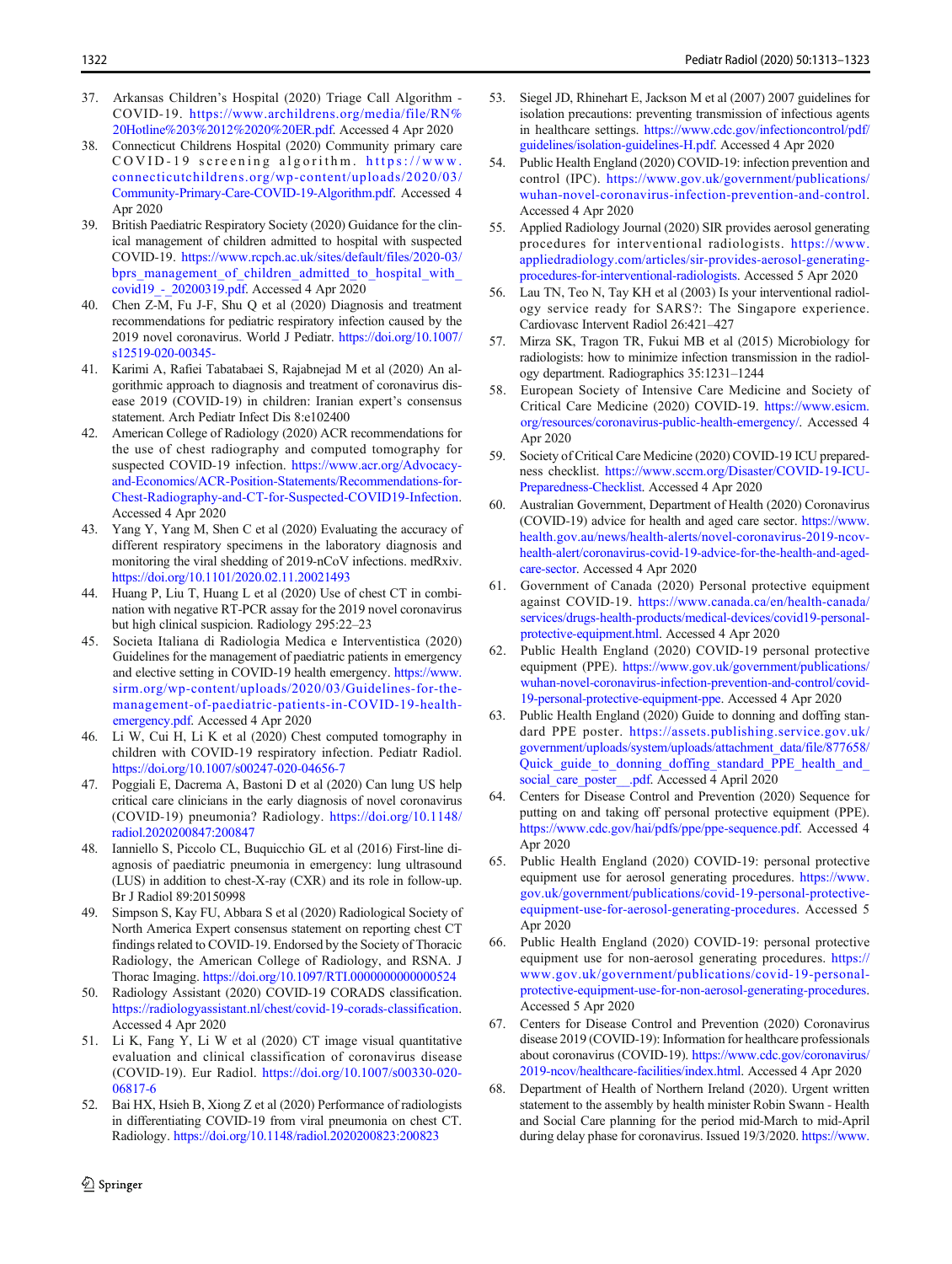37. Arkansas Children's Hospital (2020) Triage Call Algorithm - COVID-19. https://www.archildrens.org/media/file/RN%20Hotline%203%2012%2020%20ER.pdf. Accessed 4 Apr 2020
38. Connecticut Childrens Hospital (2020) Community primary care COVID-19 screening algorithm. https://www.connecticutchildrens.org/wp-content/uploads/2020/03/Community-Primary-Care-COVID-19-Algorithm.pdf. Accessed 4 Apr 2020
39. British Paediatric Respiratory Society (2020) Guidance for the clinical management of children admitted to hospital with suspected COVID-19. https://www.rcpch.ac.uk/sites/default/files/2020-03/bprs_management_of_children_admitted_to_hospital_with_covid19_-_20200319.pdf. Accessed 4 Apr 2020
40. Chen Z-M, Fu J-F, Shu Q et al (2020) Diagnosis and treatment recommendations for pediatric respiratory infection caused by the 2019 novel coronavirus. World J Pediatr. https://doi.org/10.1007/s12519-020-00345-
41. Karimi A, Rafiei Tabatabaei S, Rajabnejad M et al (2020) An algorithmic approach to diagnosis and treatment of coronavirus disease 2019 (COVID-19) in children: Iranian expert's consensus statement. Arch Pediatr Infect Dis 8:e102400
42. American College of Radiology (2020) ACR recommendations for the use of chest radiography and computed tomography for suspected COVID-19 infection. https://www.acr.org/Advocacy-and-Economics/ACR-Position-Statements/Recommendations-for-Chest-Radiography-and-CT-for-Suspected-COVID19-Infection. Accessed 4 Apr 2020
43. Yang Y, Yang M, Shen C et al (2020) Evaluating the accuracy of different respiratory specimens in the laboratory diagnosis and monitoring the viral shedding of 2019-nCoV infections. medRxiv. https://doi.org/10.1101/2020.02.11.20021493
44. Huang P, Liu T, Huang L et al (2020) Use of chest CT in combination with negative RT-PCR assay for the 2019 novel coronavirus but high clinical suspicion. Radiology 295:22–23
45. Societa Italiana di Radiologia Medica e Interventistica (2020) Guidelines for the management of paediatric patients in emergency and elective setting in COVID-19 health emergency. https://www.sirm.org/wp-content/uploads/2020/03/Guidelines-for-the-management-of-paediatric-patients-in-COVID-19-health-emergency.pdf. Accessed 4 Apr 2020
46. Li W, Cui H, Li K et al (2020) Chest computed tomography in children with COVID-19 respiratory infection. Pediatr Radiol. https://doi.org/10.1007/s00247-020-04656-7
47. Poggiali E, Dacrema A, Bastoni D et al (2020) Can lung US help critical care clinicians in the early diagnosis of novel coronavirus (COVID-19) pneumonia? Radiology. https://doi.org/10.1148/radiol.2020200847:200847
48. Ianniello S, Piccolo CL, Buquicchio GL et al (2016) First-line diagnosis of paediatric pneumonia in emergency: lung ultrasound (LUS) in addition to chest-X-ray (CXR) and its role in follow-up. Br J Radiol 89:20150998
49. Simpson S, Kay FU, Abbara S et al (2020) Radiological Society of North America Expert consensus statement on reporting chest CT findings related to COVID-19. Endorsed by the Society of Thoracic Radiology, the American College of Radiology, and RSNA. J Thorac Imaging. https://doi.org/10.1097/RTI.0000000000000524
50. Radiology Assistant (2020) COVID-19 CORADS classification. https://radiologyassistant.nl/chest/covid-19-corads-classification. Accessed 4 Apr 2020
51. Li K, Fang Y, Li W et al (2020) CT image visual quantitative evaluation and clinical classification of coronavirus disease (COVID-19). Eur Radiol. https://doi.org/10.1007/s00330-020-06817-6
52. Bai HX, Hsieh B, Xiong Z et al (2020) Performance of radiologists in differentiating COVID-19 from viral pneumonia on chest CT. Radiology. https://doi.org/10.1148/radiol.2020200823:200823
53. Siegel JD, Rhinehart E, Jackson M et al (2007) 2007 guidelines for isolation precautions: preventing transmission of infectious agents in healthcare settings. https://www.cdc.gov/infectioncontrol/pdf/guidelines/isolation-guidelines-H.pdf. Accessed 4 Apr 2020
54. Public Health England (2020) COVID-19: infection prevention and control (IPC). https://www.gov.uk/government/publications/wuhan-novel-coronavirus-infection-prevention-and-control. Accessed 4 Apr 2020
55. Applied Radiology Journal (2020) SIR provides aerosol generating procedures for interventional radiologists. https://www.appliedradiology.com/articles/sir-provides-aerosol-generating-procedures-for-interventional-radiologists. Accessed 5 Apr 2020
56. Lau TN, Teo N, Tay KH et al (2003) Is your interventional radiology service ready for SARS?: The Singapore experience. Cardiovasc Intervent Radiol 26:421–427
57. Mirza SK, Tragon TR, Fukui MB et al (2015) Microbiology for radiologists: how to minimize infection transmission in the radiology department. Radiographics 35:1231–1244
58. European Society of Intensive Care Medicine and Society of Critical Care Medicine (2020) COVID-19. https://www.esicm.org/resources/coronavirus-public-health-emergency/. Accessed 4 Apr 2020
59. Society of Critical Care Medicine (2020) COVID-19 ICU preparedness checklist. https://www.sccm.org/Disaster/COVID-19-ICU-Preparedness-Checklist. Accessed 4 Apr 2020
60. Australian Government, Department of Health (2020) Coronavirus (COVID-19) advice for health and aged care sector. https://www.health.gov.au/news/health-alerts/novel-coronavirus-2019-ncov-health-alert/coronavirus-covid-19-advice-for-the-health-and-aged-care-sector. Accessed 4 Apr 2020
61. Government of Canada (2020) Personal protective equipment against COVID-19. https://www.canada.ca/en/health-canada/services/drugs-health-products/medical-devices/covid19-personal-protective-equipment.html. Accessed 4 Apr 2020
62. Public Health England (2020) COVID-19 personal protective equipment (PPE). https://www.gov.uk/government/publications/wuhan-novel-coronavirus-infection-prevention-and-control/covid-19-personal-protective-equipment-ppe. Accessed 4 Apr 2020
63. Public Health England (2020) Guide to donning and doffing standard PPE poster. https://assets.publishing.service.gov.uk/government/uploads/system/uploads/attachment_data/file/877658/Quick_guide_to_donning_doffing_standard_PPE_health_and_social_care_poster__.pdf. Accessed 4 April 2020
64. Centers for Disease Control and Prevention (2020) Sequence for putting on and taking off personal protective equipment (PPE). https://www.cdc.gov/hai/pdfs/ppe/ppe-sequence.pdf. Accessed 4 Apr 2020
65. Public Health England (2020) COVID-19: personal protective equipment use for aerosol generating procedures. https://www.gov.uk/government/publications/covid-19-personal-protective-equipment-use-for-aerosol-generating-procedures. Accessed 5 Apr 2020
66. Public Health England (2020) COVID-19: personal protective equipment use for non-aerosol generating procedures. https://www.gov.uk/government/publications/covid-19-personal-protective-equipment-use-for-non-aerosol-generating-procedures. Accessed 5 Apr 2020
67. Centers for Disease Control and Prevention (2020) Coronavirus disease 2019 (COVID-19): Information for healthcare professionals about coronavirus (COVID-19). https://www.cdc.gov/coronavirus/2019-ncov/healthcare-facilities/index.html. Accessed 4 Apr 2020
68. Department of Health of Northern Ireland (2020). Urgent written statement to the assembly by health minister Robin Swann - Health and Social Care planning for the period mid-March to mid-April during delay phase for coronavirus. Issued 19/3/2020. https://www.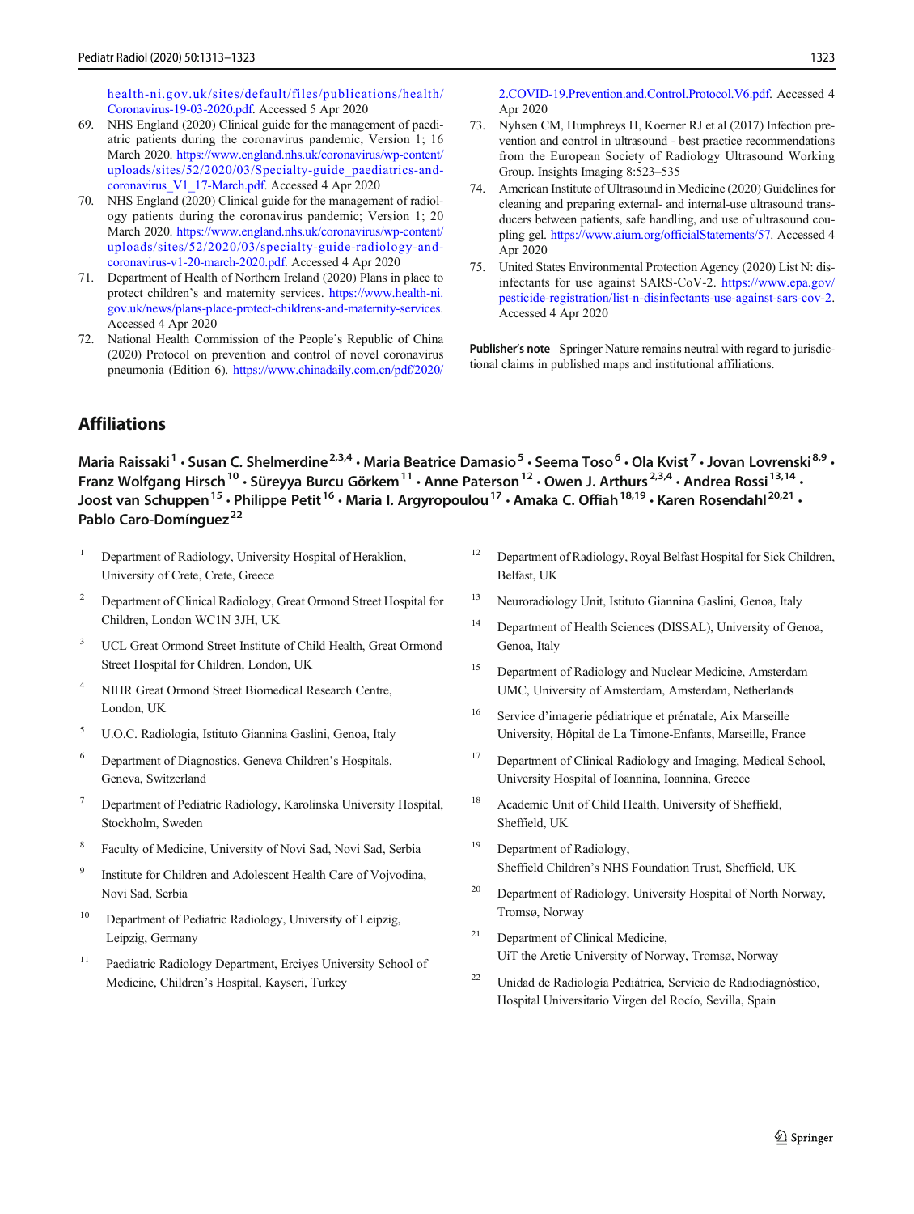health-ni.gov.uk/sites/default/files/publications/health/Coronavirus-19-03-2020.pdf. Accessed 5 Apr 2020

69. NHS England (2020) Clinical guide for the management of paediatric patients during the coronavirus pandemic, Version 1; 16 March 2020. https://www.england.nhs.uk/coronavirus/wp-content/uploads/sites/52/2020/03/Specialty-guide_paediatrics-and-coronavirus_V1_17-March.pdf. Accessed 4 Apr 2020
70. NHS England (2020) Clinical guide for the management of radiology patients during the coronavirus pandemic; Version 1; 20 March 2020. https://www.england.nhs.uk/coronavirus/wp-content/uploads/sites/52/2020/03/specialty-guide-radiology-and-coronavirus-v1-20-march-2020.pdf. Accessed 4 Apr 2020
71. Department of Health of Northern Ireland (2020) Plans in place to protect children's and maternity services. https://www.health-ni.gov.uk/news/plans-place-protect-childrens-and-maternity-services. Accessed 4 Apr 2020
72. National Health Commission of the People's Republic of China (2020) Protocol on prevention and control of novel coronavirus pneumonia (Edition 6). https://www.chinadaily.com.cn/pdf/2020/2.COVID-19.Prevention.and.Control.Protocol.V6.pdf. Accessed 4 Apr 2020
73. Nyhsen CM, Humphreys H, Koerner RJ et al (2017) Infection prevention and control in ultrasound - best practice recommendations from the European Society of Radiology Ultrasound Working Group. Insights Imaging 8:523–535
74. American Institute of Ultrasound in Medicine (2020) Guidelines for cleaning and preparing external- and internal-use ultrasound transducers between patients, safe handling, and use of ultrasound coupling gel. https://www.aium.org/officialStatements/57. Accessed 4 Apr 2020
75. United States Environmental Protection Agency (2020) List N: disinfectants for use against SARS-CoV-2. https://www.epa.gov/pesticide-registration/list-n-disinfectants-use-against-sars-cov-2. Accessed 4 Apr 2020

**Publisher's note** Springer Nature remains neutral with regard to jurisdictional claims in published maps and institutional affiliations.

## Affiliations

**Maria Raissaki[1] · Susan C. Shelmerdine[2,3,4] · Maria Beatrice Damasio[5] · Seema Toso[6] · Ola Kvist[7] · Jovan Lovrenski[8,9] · Franz Wolfgang Hirsch[10] · Süreyya Burcu Görkem[11] · Anne Paterson[12] · Owen J. Arthurs[2,3,4] · Andrea Rossi[13,14] · Joost van Schuppen[15] · Philippe Petit[16] · Maria I. Argyropoulou[17] · Amaka C. Offiah[18,19] · Karen Rosendahl[20,21] · Pablo Caro-Domínguez[22]**

1. Department of Radiology, University Hospital of Heraklion, University of Crete, Crete, Greece
2. Department of Clinical Radiology, Great Ormond Street Hospital for Children, London WC1N 3JH, UK
3. UCL Great Ormond Street Institute of Child Health, Great Ormond Street Hospital for Children, London, UK
4. NIHR Great Ormond Street Biomedical Research Centre, London, UK
5. U.O.C. Radiologia, Istituto Giannina Gaslini, Genoa, Italy
6. Department of Diagnostics, Geneva Children's Hospitals, Geneva, Switzerland
7. Department of Pediatric Radiology, Karolinska University Hospital, Stockholm, Sweden
8. Faculty of Medicine, University of Novi Sad, Novi Sad, Serbia
9. Institute for Children and Adolescent Health Care of Vojvodina, Novi Sad, Serbia
10. Department of Pediatric Radiology, University of Leipzig, Leipzig, Germany
11. Paediatric Radiology Department, Erciyes University School of Medicine, Children's Hospital, Kayseri, Turkey
12. Department of Radiology, Royal Belfast Hospital for Sick Children, Belfast, UK
13. Neuroradiology Unit, Istituto Giannina Gaslini, Genoa, Italy
14. Department of Health Sciences (DISSAL), University of Genoa, Genoa, Italy
15. Department of Radiology and Nuclear Medicine, Amsterdam UMC, University of Amsterdam, Amsterdam, Netherlands
16. Service d'imagerie pédiatrique et prénatale, Aix Marseille University, Hôpital de La Timone-Enfants, Marseille, France
17. Department of Clinical Radiology and Imaging, Medical School, University Hospital of Ioannina, Ioannina, Greece
18. Academic Unit of Child Health, University of Sheffield, Sheffield, UK
19. Department of Radiology, Sheffield Children's NHS Foundation Trust, Sheffield, UK
20. Department of Radiology, University Hospital of North Norway, Tromsø, Norway
21. Department of Clinical Medicine, UiT the Arctic University of Norway, Tromsø, Norway
22. Unidad de Radiología Pediátrica, Servicio de Radiodiagnóstico, Hospital Universitario Virgen del Rocío, Sevilla, Spain